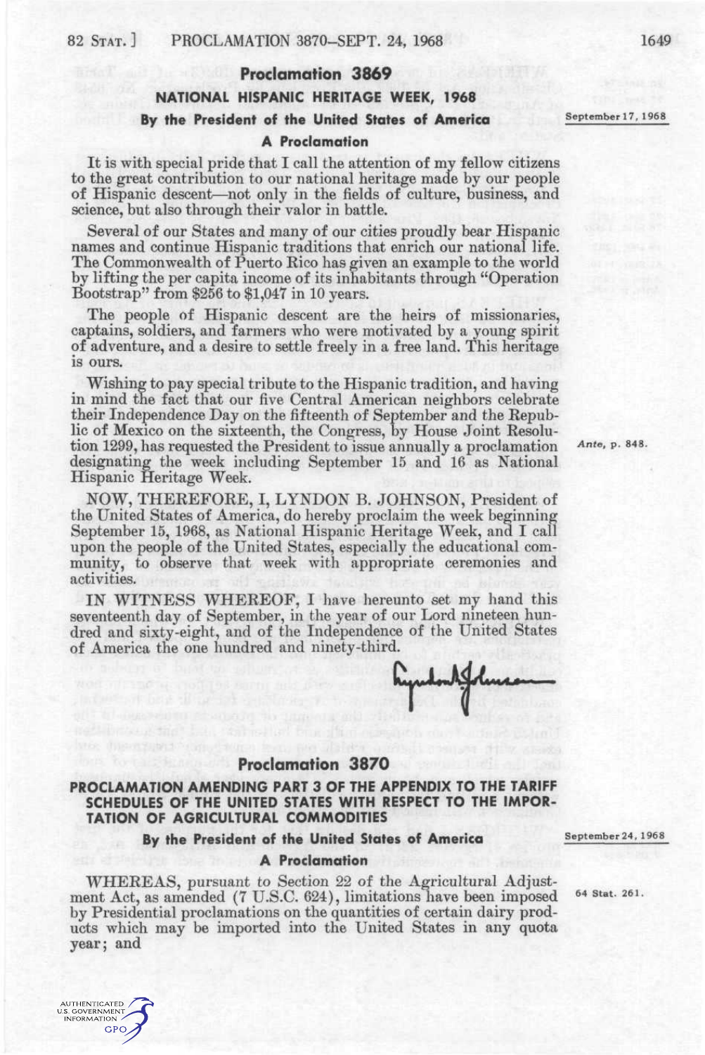## Proclamation 3869

### NATIONAL HISPANIC HERITAGE WEEK, 1968

**By the President of the United States of America**

September 17, 1968

### A Proclamation

It is with special pride that I call the attention of my fellow citizens to the great contribution to our national heritage made by our people of Hispanic descent—not only in the fields of culture, business, and science, but also through their valor in battle.

Several of our States and many of our cities proudly bear Hispanic names and continue Hispanic traditions that enrich our national life. The Commonwealth of Puerto Rico has given an example to the world by lifting the per capita income of its inhabitants through "Operation Bootstrap" from $256 to $1,047 in 10 years.

The people of Hispanic descent are the heirs of missionaries, captains, soldiers, and farmers who were motivated by a young spirit of adventure, and a desire to settle freely in a free land. This heritage is ours.

Wishing to pay special tribute to the Hispanic tradition, and having in mind the fact that our five Central American neighbors celebrate their Independence Day on the fifteenth of September and the Republic of Mexico on the sixteenth, the Congress, by House Joint Resolution 1299, has requested the President to issue annually a proclamation designating the week including September 15 and 16 as National Hispanic Heritage Week.

*Ante*, p. 848.

NOW, THEREFORE, I, LYNDON B. JOHNSON, President of the United States of America, do hereby proclaim the week beginning September 15, 1968, as National Hispanic Heritage Week, and I call upon the people of the United States, especially the educational community, to observe that week with appropriate ceremonies and activities.

IN WITNESS WHEREOF, I have hereunto set my hand this seventeenth day of September, in the year of our Lord nineteen hundred and sixty-eight, and of the Independence of the United States of America the one hundred and ninety-third.

Lyndon B. Johnson

## Proclamation 3870

### PROCLAMATION AMENDING PART 3 OF THE APPENDIX TO THE TARIFF SCHEDULES OF THE UNITED STATES WITH RESPECT TO THE IMPORTATION OF AGRICULTURAL COMMODITIES

**By the President of the United States of America**

September 24, 1968

### A Proclamation

WHEREAS, pursuant to Section 22 of the Agricultural Adjustment Act, as amended (7 U.S.C. 624), limitations have been imposed by Presidential proclamations on the quantities of certain dairy products which may be imported into the United States in any quota year; and

64 Stat. 261.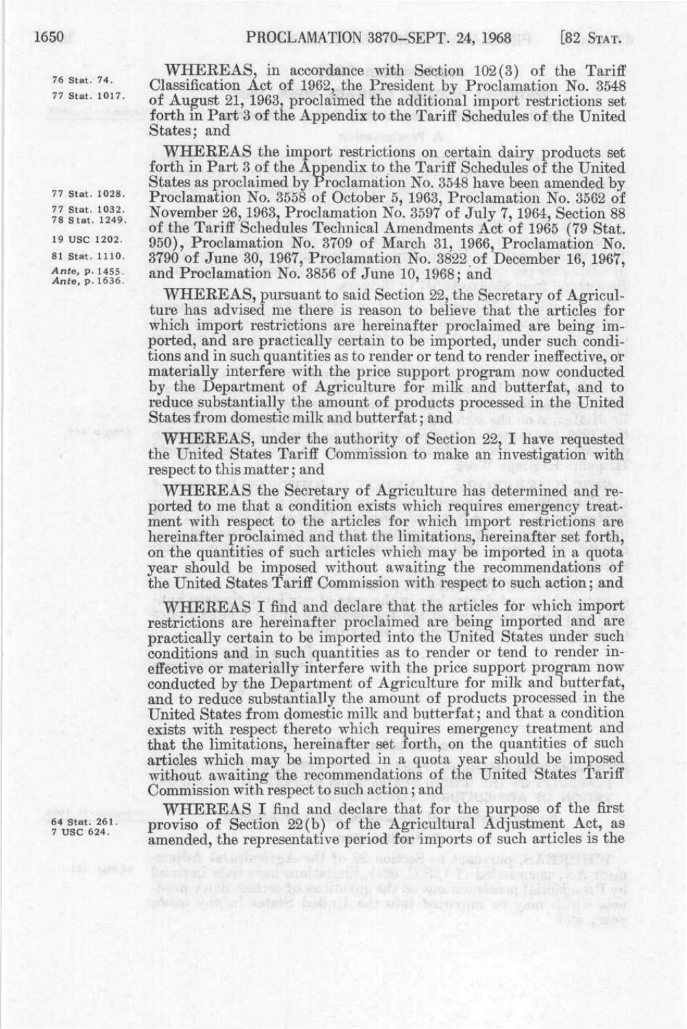WHEREAS, in accordance with Section 102(3) of the Tariff Classification Act of 1962, the President by Proclamation No. 3548 of August 21, 1963, proclaimed the additional import restrictions set forth in Part 3 of the Appendix to the Tariff Schedules of the United States; and

76 Stat. 74.
77 Stat. 1017.

WHEREAS the import restrictions on certain dairy products set forth in Part 3 of the Appendix to the Tariff Schedules of the United States as proclaimed by Proclamation No. 3548 have been amended by Proclamation No. 3558 of October 5, 1963, Proclamation No. 3562 of November 26, 1963, Proclamation No. 3597 of July 7, 1964, Section 88 of the Tariff Schedules Technical Amendments Act of 1965 (79 Stat. 950), Proclamation No. 3709 of March 31, 1966, Proclamation No. 3790 of June 30, 1967, Proclamation No. 3822 of December 16, 1967, and Proclamation No. 3856 of June 10, 1968; and

77 Stat. 1028.
77 Stat. 1032.
78 Stat. 1249.
19 USC 1202.
81 Stat. 1110.
*Ante*, p. 1455.
*Ante*, p. 1636.

WHEREAS, pursuant to said Section 22, the Secretary of Agriculture has advised me there is reason to believe that the articles for which import restrictions are hereinafter proclaimed are being imported, and are practically certain to be imported, under such conditions and in such quantities as to render or tend to render ineffective, or materially interfere with the price support program now conducted by the Department of Agriculture for milk and butterfat, and to reduce substantially the amount of products processed in the United States from domestic milk and butterfat; and

WHEREAS, under the authority of Section 22, I have requested the United States Tariff Commission to make an investigation with respect to this matter; and

WHEREAS the Secretary of Agriculture has determined and reported to me that a condition exists which requires emergency treatment with respect to the articles for which import restrictions are hereinafter proclaimed and that the limitations, hereinafter set forth, on the quantities of such articles which may be imported in a quota year should be imposed without awaiting the recommendations of the United States Tariff Commission with respect to such action; and

WHEREAS I find and declare that the articles for which import restrictions are hereinafter proclaimed are being imported and are practically certain to be imported into the United States under such conditions and in such quantities as to render or tend to render ineffective or materially interfere with the price support program now conducted by the Department of Agriculture for milk and butterfat, and to reduce substantially the amount of products processed in the United States from domestic milk and butterfat; and that a condition exists with respect thereto which requires emergency treatment and that the limitations, hereinafter set forth, on the quantities of such articles which may be imported in a quota year should be imposed without awaiting the recommendations of the United States Tariff Commission with respect to such action; and

WHEREAS I find and declare that for the purpose of the first proviso of Section 22(b) of the Agricultural Adjustment Act, as amended, the representative period for imports of such articles is the

64 Stat. 261.
7 USC 624.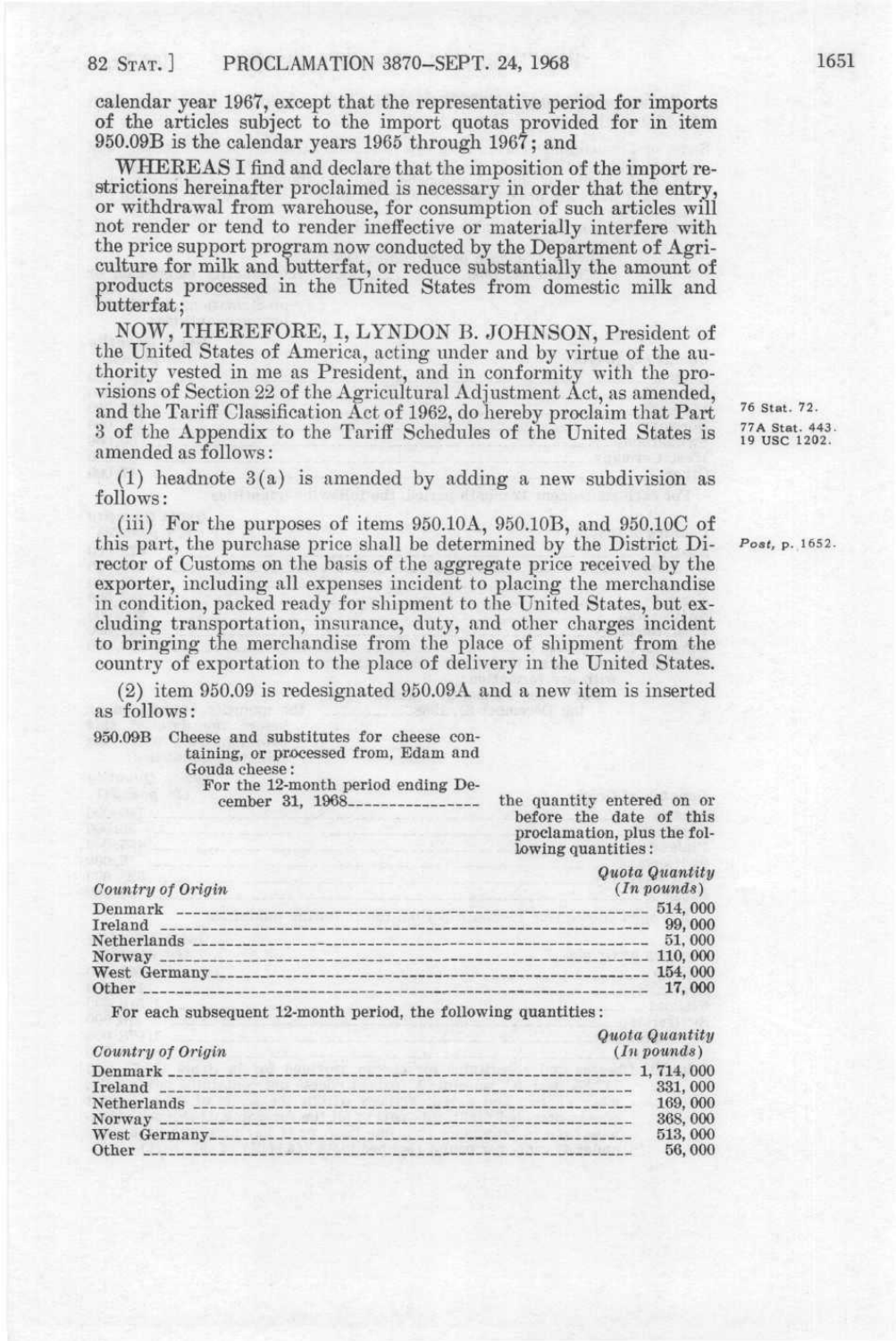calendar year 1967, except that the representative period for imports of the articles subject to the import quotas provided for in item 950.09B is the calendar years 1965 through 1967; and

WHEREAS I find and declare that the imposition of the import restrictions hereinafter proclaimed is necessary in order that the entry, or withdrawal from warehouse, for consumption of such articles will not render or tend to render ineffective or materially interfere with the price support program now conducted by the Department of Agriculture for milk and butterfat, or reduce substantially the amount of products processed in the United States from domestic milk and butterfat;

NOW, THEREFORE, I, LYNDON B. JOHNSON, President of the United States of America, acting under and by virtue of the authority vested in me as President, and in conformity with the provisions of Section 22 of the Agricultural Adjustment Act, as amended, and the Tariff Classification Act of 1962, do hereby proclaim that Part 3 of the Appendix to the Tariff Schedules of the United States is amended as follows:

76 Stat. 72.
77A Stat. 443.
19 USC 1202.

(1) headnote 3(a) is amended by adding a new subdivision as follows:

(iii) For the purposes of items 950.10A, 950.10B, and 950.10C of this part, the purchase price shall be determined by the District Director of Customs on the basis of the aggregate price received by the exporter, including all expenses incident to placing the merchandise in condition, packed ready for shipment to the United States, but excluding transportation, insurance, duty, and other charges incident to bringing the merchandise from the place of shipment from the country of exportation to the place of delivery in the United States.

*Post*, p. 1652.

(2) item 950.09 is redesignated 950.09A and a new item is inserted as follows:

950.09B Cheese and substitutes for cheese containing, or processed from, Edam and Gouda cheese:

For the 12-month period ending December 31, 1968 — the quantity entered on or before the date of this proclamation, plus the following quantities:

| *Country of Origin* | *Quota Quantity (In pounds)* |
|---|---|
| Denmark | 514, 000 |
| Ireland | 99, 000 |
| Netherlands | 51, 000 |
| Norway | 110, 000 |
| West Germany | 154, 000 |
| Other | 17, 000 |

For each subsequent 12-month period, the following quantities:

| *Country of Origin* | *Quota Quantity (In pounds)* |
|---|---|
| Denmark | 1, 714, 000 |
| Ireland | 331, 000 |
| Netherlands | 169, 000 |
| Norway | 368, 000 |
| West Germany | 513, 000 |
| Other | 56, 000 |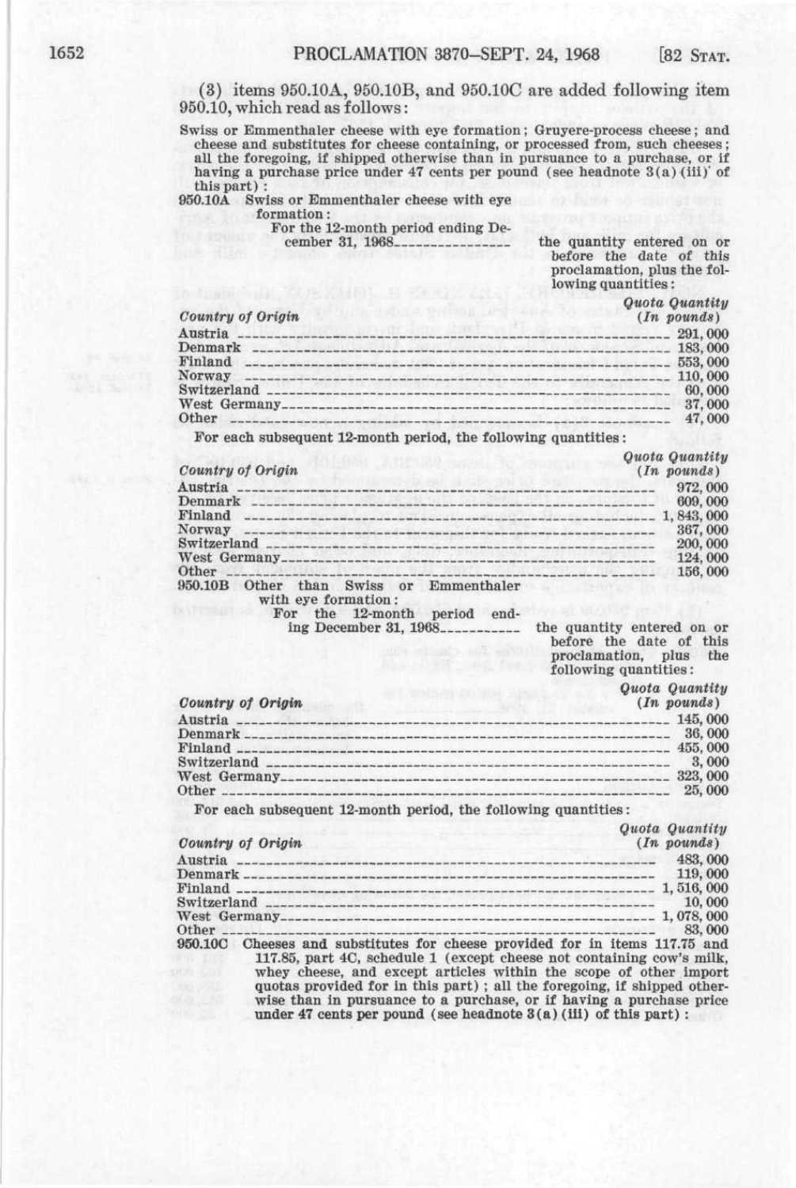(3) items 950.10A, 950.10B, and 950.10C are added following item 950.10, which read as follows:

Swiss or Emmenthaler cheese with eye formation; Gruyere-process cheese; and cheese and substitutes for cheese containing, or processed from, such cheeses; all the foregoing, if shipped otherwise than in pursuance to a purchase, or if having a purchase price under 47 cents per pound (see headnote 3(a)(iii) of this part):

950.10A Swiss or Emmenthaler cheese with eye formation:

For the 12-month period ending December 31, 1968........ the quantity entered on or before the date of this proclamation, plus the following quantities:

| *Country of Origin* | *Quota Quantity (In pounds)* |
|---|---|
| Austria | 291,000 |
| Denmark | 183,000 |
| Finland | 553,000 |
| Norway | 110,000 |
| Switzerland | 60,000 |
| West Germany | 37,000 |
| Other | 47,000 |

For each subsequent 12-month period, the following quantities:

| *Country of Origin* | *Quota Quantity (In pounds)* |
|---|---|
| Austria | 972,000 |
| Denmark | 609,000 |
| Finland | 1,843,000 |
| Norway | 367,000 |
| Switzerland | 200,000 |
| West Germany | 124,000 |
| Other | 156,000 |

950.10B Other than Swiss or Emmenthaler with eye formation:

For the 12-month period ending December 31, 1968........ the quantity entered on or before the date of this proclamation, plus the following quantities:

| *Country of Origin* | *Quota Quantity (In pounds)* |
|---|---|
| Austria | 145,000 |
| Denmark | 36,000 |
| Finland | 455,000 |
| Switzerland | 3,000 |
| West Germany | 323,000 |
| Other | 25,000 |

For each subsequent 12-month period, the following quantities:

| *Country of Origin* | *Quota Quantity (In pounds)* |
|---|---|
| Austria | 483,000 |
| Denmark | 119,000 |
| Finland | 1,516,000 |
| Switzerland | 10,000 |
| West Germany | 1,078,000 |
| Other | 83,000 |

950.10C Cheeses and substitutes for cheese provided for in items 117.75 and 117.85, part 4C, schedule 1 (except cheese not containing cow's milk, whey cheese, and except articles within the scope of other import quotas provided for in this part); all the foregoing, if shipped otherwise than in pursuance to a purchase, or if having a purchase price under 47 cents per pound (see headnote 3(a)(iii) of this part):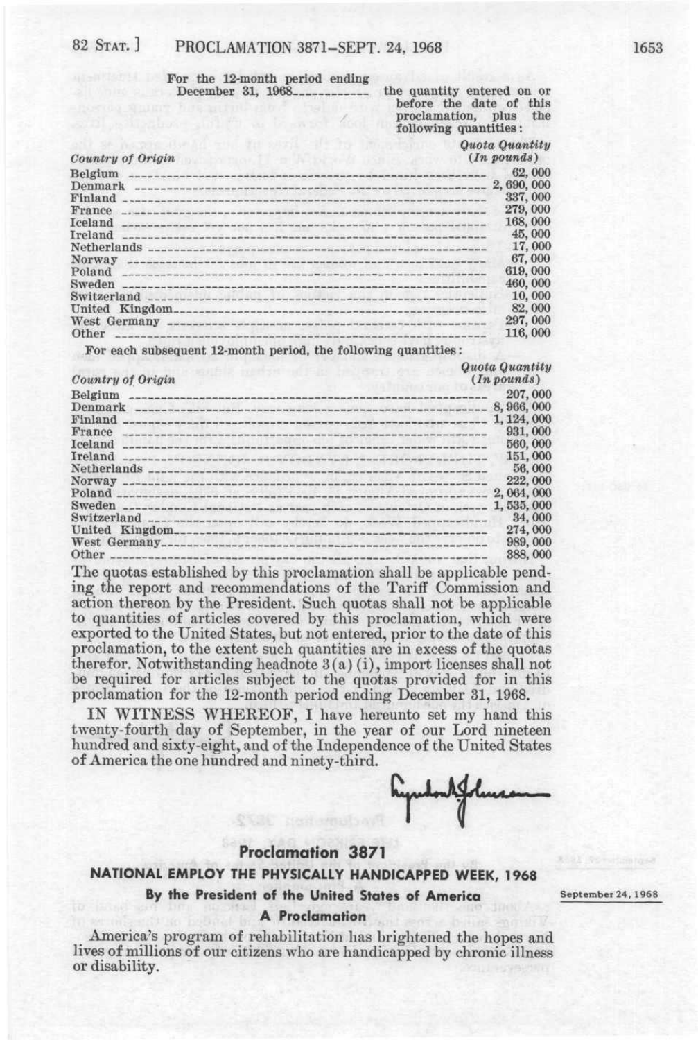For the 12-month period ending December 31, 1968 — the quantity entered on or before the date of this proclamation, plus the following quantities:

| Country of Origin | Quota Quantity (In pounds) |
|---|---|
| Belgium | 62,000 |
| Denmark | 2,690,000 |
| Finland | 337,000 |
| France | 279,000 |
| Iceland | 168,000 |
| Ireland | 45,000 |
| Netherlands | 17,000 |
| Norway | 67,000 |
| Poland | 619,000 |
| Sweden | 460,000 |
| Switzerland | 10,000 |
| United Kingdom | 82,000 |
| West Germany | 297,000 |
| Other | 116,000 |

For each subsequent 12-month period, the following quantities:

| Country of Origin | Quota Quantity (In pounds) |
|---|---|
| Belgium | 207,000 |
| Denmark | 8,966,000 |
| Finland | 1,124,000 |
| France | 931,000 |
| Iceland | 560,000 |
| Ireland | 151,000 |
| Netherlands | 56,000 |
| Norway | 222,000 |
| Poland | 2,064,000 |
| Sweden | 1,535,000 |
| Switzerland | 34,000 |
| United Kingdom | 274,000 |
| West Germany | 989,000 |
| Other | 388,000 |

The quotas established by this proclamation shall be applicable pending the report and recommendations of the Tariff Commission and action thereon by the President. Such quotas shall not be applicable to quantities of articles covered by this proclamation, which were exported to the United States, but not entered, prior to the date of this proclamation, to the extent such quantities are in excess of the quotas therefor. Notwithstanding headnote 3(a)(i), import licenses shall not be required for articles subject to the quotas provided for in this proclamation for the 12-month period ending December 31, 1968.

IN WITNESS WHEREOF, I have hereunto set my hand this twenty-fourth day of September, in the year of our Lord nineteen hundred and sixty-eight, and of the Independence of the United States of America the one hundred and ninety-third.

Lyndon B. Johnson

## Proclamation 3871

### NATIONAL EMPLOY THE PHYSICALLY HANDICAPPED WEEK, 1968

**By the President of the United States of America**

**A Proclamation**

September 24, 1968

America's program of rehabilitation has brightened the hopes and lives of millions of our citizens who are handicapped by chronic illness or disability.